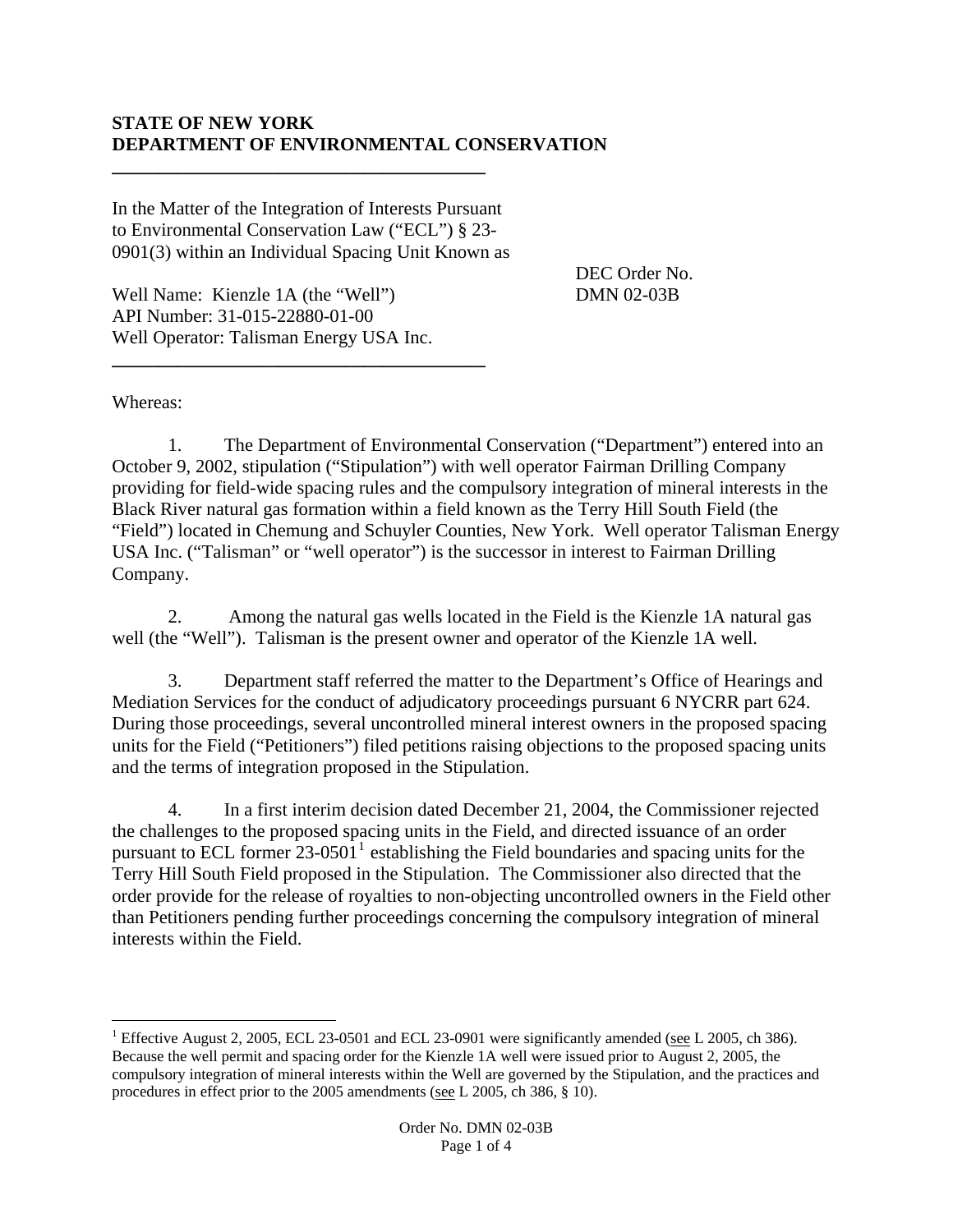**STATE OF NEW YORK**
**DEPARTMENT OF ENVIRONMENTAL CONSERVATION**

---

In the Matter of the Integration of Interests Pursuant to Environmental Conservation Law ("ECL") § 23-0901(3) within an Individual Spacing Unit Known as

Well Name: Kienzle 1A (the "Well")
API Number: 31-015-22880-01-00
Well Operator: Talisman Energy USA Inc.

DEC Order No. DMN 02-03B

---

Whereas:

1. The Department of Environmental Conservation ("Department") entered into an October 9, 2002, stipulation ("Stipulation") with well operator Fairman Drilling Company providing for field-wide spacing rules and the compulsory integration of mineral interests in the Black River natural gas formation within a field known as the Terry Hill South Field (the "Field") located in Chemung and Schuyler Counties, New York. Well operator Talisman Energy USA Inc. ("Talisman" or "well operator") is the successor in interest to Fairman Drilling Company.

2. Among the natural gas wells located in the Field is the Kienzle 1A natural gas well (the "Well"). Talisman is the present owner and operator of the Kienzle 1A well.

3. Department staff referred the matter to the Department's Office of Hearings and Mediation Services for the conduct of adjudicatory proceedings pursuant 6 NYCRR part 624. During those proceedings, several uncontrolled mineral interest owners in the proposed spacing units for the Field ("Petitioners") filed petitions raising objections to the proposed spacing units and the terms of integration proposed in the Stipulation.

4. In a first interim decision dated December 21, 2004, the Commissioner rejected the challenges to the proposed spacing units in the Field, and directed issuance of an order pursuant to ECL former 23-0501[1] establishing the Field boundaries and spacing units for the Terry Hill South Field proposed in the Stipulation. The Commissioner also directed that the order provide for the release of royalties to non-objecting uncontrolled owners in the Field other than Petitioners pending further proceedings concerning the compulsory integration of mineral interests within the Field.

---

[1] Effective August 2, 2005, ECL 23-0501 and ECL 23-0901 were significantly amended (see L 2005, ch 386). Because the well permit and spacing order for the Kienzle 1A well were issued prior to August 2, 2005, the compulsory integration of mineral interests within the Well are governed by the Stipulation, and the practices and procedures in effect prior to the 2005 amendments (see L 2005, ch 386, § 10).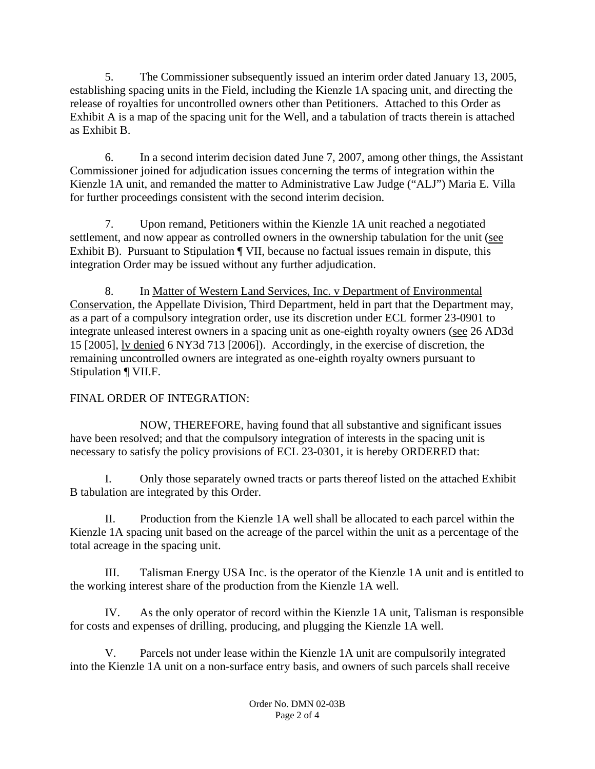5. The Commissioner subsequently issued an interim order dated January 13, 2005, establishing spacing units in the Field, including the Kienzle 1A spacing unit, and directing the release of royalties for uncontrolled owners other than Petitioners. Attached to this Order as Exhibit A is a map of the spacing unit for the Well, and a tabulation of tracts therein is attached as Exhibit B.

6. In a second interim decision dated June 7, 2007, among other things, the Assistant Commissioner joined for adjudication issues concerning the terms of integration within the Kienzle 1A unit, and remanded the matter to Administrative Law Judge ("ALJ") Maria E. Villa for further proceedings consistent with the second interim decision.

7. Upon remand, Petitioners within the Kienzle 1A unit reached a negotiated settlement, and now appear as controlled owners in the ownership tabulation for the unit (see Exhibit B). Pursuant to Stipulation ¶ VII, because no factual issues remain in dispute, this integration Order may be issued without any further adjudication.

8. In Matter of Western Land Services, Inc. v Department of Environmental Conservation, the Appellate Division, Third Department, held in part that the Department may, as a part of a compulsory integration order, use its discretion under ECL former 23-0901 to integrate unleased interest owners in a spacing unit as one-eighth royalty owners (see 26 AD3d 15 [2005], lv denied 6 NY3d 713 [2006]). Accordingly, in the exercise of discretion, the remaining uncontrolled owners are integrated as one-eighth royalty owners pursuant to Stipulation ¶ VII.F.

FINAL ORDER OF INTEGRATION:

NOW, THEREFORE, having found that all substantive and significant issues have been resolved; and that the compulsory integration of interests in the spacing unit is necessary to satisfy the policy provisions of ECL 23-0301, it is hereby ORDERED that:

I. Only those separately owned tracts or parts thereof listed on the attached Exhibit B tabulation are integrated by this Order.

II. Production from the Kienzle 1A well shall be allocated to each parcel within the Kienzle 1A spacing unit based on the acreage of the parcel within the unit as a percentage of the total acreage in the spacing unit.

III. Talisman Energy USA Inc. is the operator of the Kienzle 1A unit and is entitled to the working interest share of the production from the Kienzle 1A well.

IV. As the only operator of record within the Kienzle 1A unit, Talisman is responsible for costs and expenses of drilling, producing, and plugging the Kienzle 1A well.

V. Parcels not under lease within the Kienzle 1A unit are compulsorily integrated into the Kienzle 1A unit on a non-surface entry basis, and owners of such parcels shall receive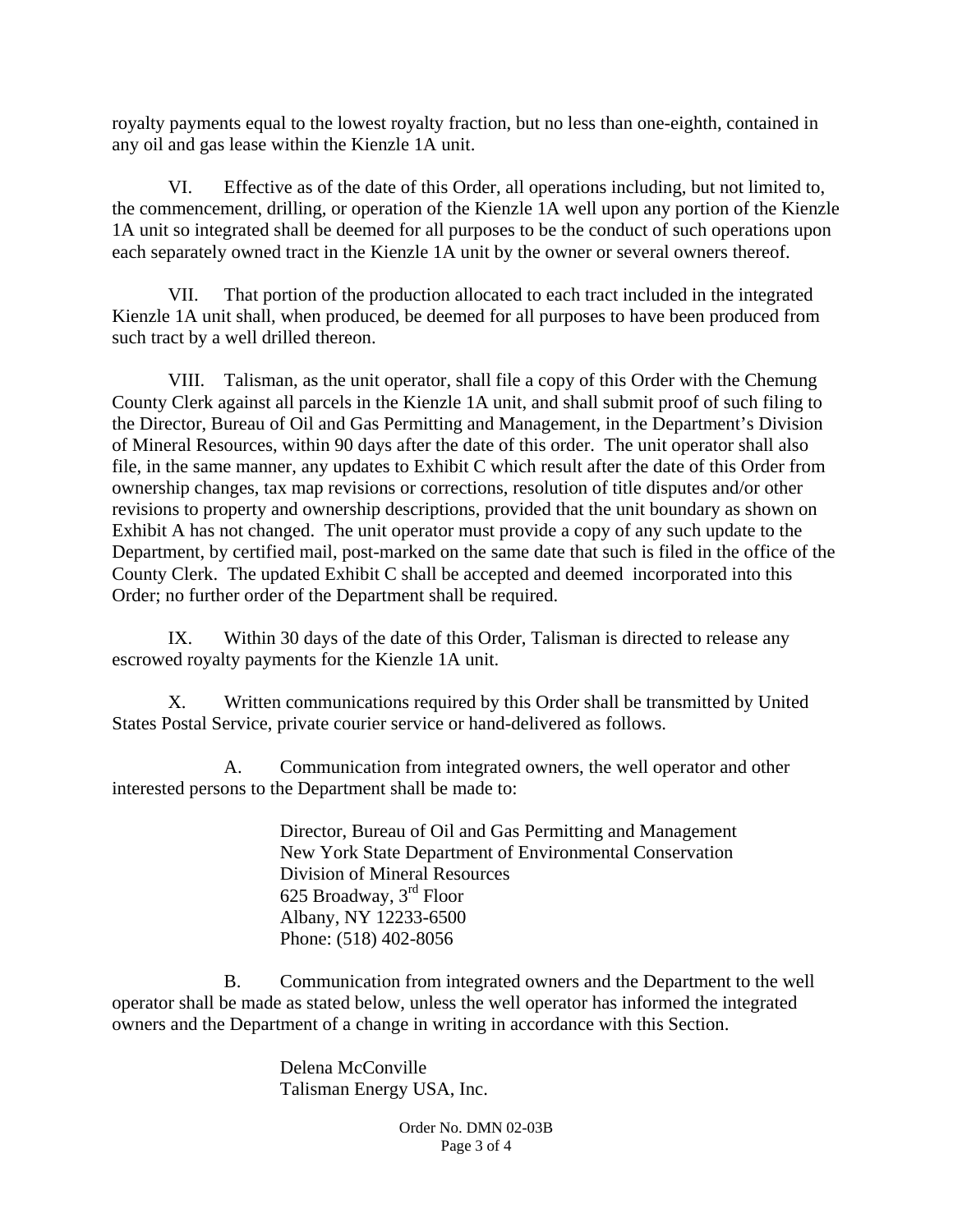royalty payments equal to the lowest royalty fraction, but no less than one-eighth, contained in any oil and gas lease within the Kienzle 1A unit.

VI. Effective as of the date of this Order, all operations including, but not limited to, the commencement, drilling, or operation of the Kienzle 1A well upon any portion of the Kienzle 1A unit so integrated shall be deemed for all purposes to be the conduct of such operations upon each separately owned tract in the Kienzle 1A unit by the owner or several owners thereof.

VII. That portion of the production allocated to each tract included in the integrated Kienzle 1A unit shall, when produced, be deemed for all purposes to have been produced from such tract by a well drilled thereon.

VIII. Talisman, as the unit operator, shall file a copy of this Order with the Chemung County Clerk against all parcels in the Kienzle 1A unit, and shall submit proof of such filing to the Director, Bureau of Oil and Gas Permitting and Management, in the Department's Division of Mineral Resources, within 90 days after the date of this order. The unit operator shall also file, in the same manner, any updates to Exhibit C which result after the date of this Order from ownership changes, tax map revisions or corrections, resolution of title disputes and/or other revisions to property and ownership descriptions, provided that the unit boundary as shown on Exhibit A has not changed. The unit operator must provide a copy of any such update to the Department, by certified mail, post-marked on the same date that such is filed in the office of the County Clerk. The updated Exhibit C shall be accepted and deemed incorporated into this Order; no further order of the Department shall be required.

IX. Within 30 days of the date of this Order, Talisman is directed to release any escrowed royalty payments for the Kienzle 1A unit.

X. Written communications required by this Order shall be transmitted by United States Postal Service, private courier service or hand-delivered as follows.

A. Communication from integrated owners, the well operator and other interested persons to the Department shall be made to:

Director, Bureau of Oil and Gas Permitting and Management
New York State Department of Environmental Conservation
Division of Mineral Resources
625 Broadway, 3rd Floor
Albany, NY 12233-6500
Phone: (518) 402-8056

B. Communication from integrated owners and the Department to the well operator shall be made as stated below, unless the well operator has informed the integrated owners and the Department of a change in writing in accordance with this Section.

Delena McConville
Talisman Energy USA, Inc.

Order No. DMN 02-03B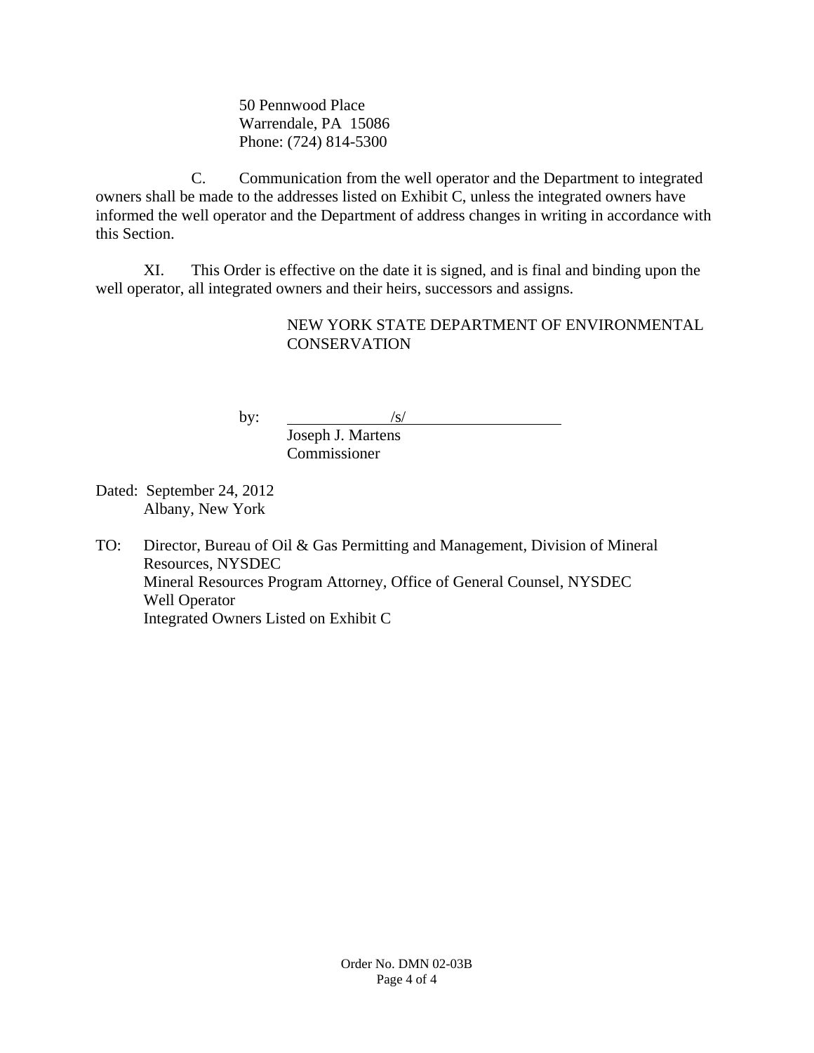50 Pennwood Place
Warrendale, PA 15086
Phone: (724) 814-5300

C. Communication from the well operator and the Department to integrated owners shall be made to the addresses listed on Exhibit C, unless the integrated owners have informed the well operator and the Department of address changes in writing in accordance with this Section.

XI. This Order is effective on the date it is signed, and is final and binding upon the well operator, all integrated owners and their heirs, successors and assigns.

NEW YORK STATE DEPARTMENT OF ENVIRONMENTAL CONSERVATION

by: /s/
Joseph J. Martens
Commissioner

Dated: September 24, 2012
Albany, New York

TO: Director, Bureau of Oil & Gas Permitting and Management, Division of Mineral Resources, NYSDEC
Mineral Resources Program Attorney, Office of General Counsel, NYSDEC
Well Operator
Integrated Owners Listed on Exhibit C

Order No. DMN 02-03B